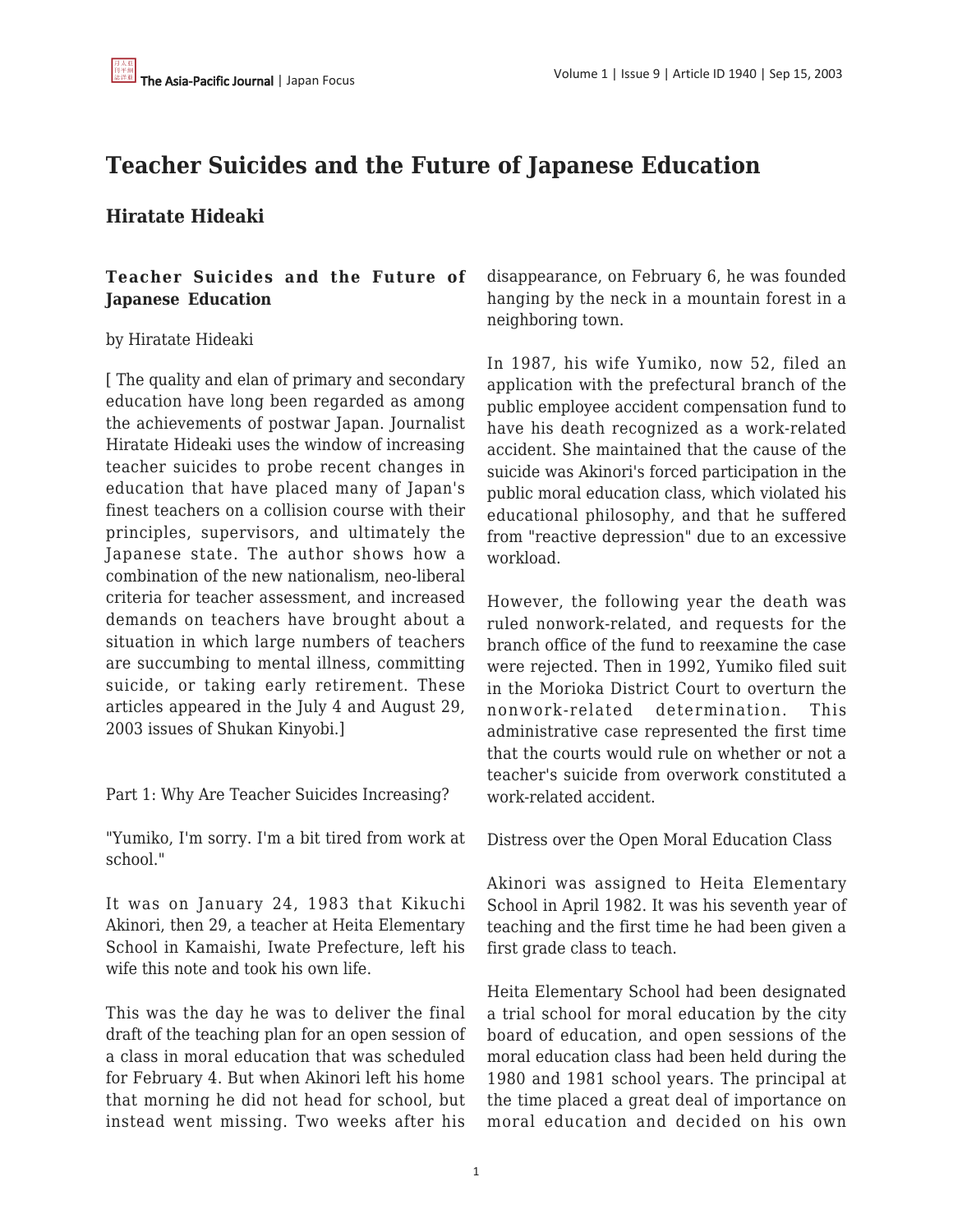# Teacher Suicides and the Future of Japanese Education

## Hiratate Hideaki

### Teacher Suicides and the Future of Japanese Education

by Hiratate Hideaki

[ The quality and elan of primary and secondary education have long been regarded as among the achievements of postwar Japan. Journalist Hiratate Hideaki uses the window of increasing teacher suicides to probe recent changes in education that have placed many of Japan's finest teachers on a collision course with their principles, supervisors, and ultimately the Japanese state. The author shows how a combination of the new nationalism, neo-liberal criteria for teacher assessment, and increased demands on teachers have brought about a situation in which large numbers of teachers are succumbing to mental illness, committing suicide, or taking early retirement. These articles appeared in the July 4 and August 29, 2003 issues of Shukan Kinyobi.]

Part 1: Why Are Teacher Suicides Increasing?

"Yumiko, I'm sorry. I'm a bit tired from work at school."

It was on January 24, 1983 that Kikuchi Akinori, then 29, a teacher at Heita Elementary School in Kamaishi, Iwate Prefecture, left his wife this note and took his own life.

This was the day he was to deliver the final draft of the teaching plan for an open session of a class in moral education that was scheduled for February 4. But when Akinori left his home that morning he did not head for school, but instead went missing. Two weeks after his disappearance, on February 6, he was founded hanging by the neck in a mountain forest in a neighboring town.

In 1987, his wife Yumiko, now 52, filed an application with the prefectural branch of the public employee accident compensation fund to have his death recognized as a work-related accident. She maintained that the cause of the suicide was Akinori's forced participation in the public moral education class, which violated his educational philosophy, and that he suffered from "reactive depression" due to an excessive workload.

However, the following year the death was ruled nonwork-related, and requests for the branch office of the fund to reexamine the case were rejected. Then in 1992, Yumiko filed suit in the Morioka District Court to overturn the nonwork-related determination. This administrative case represented the first time that the courts would rule on whether or not a teacher's suicide from overwork constituted a work-related accident.

Distress over the Open Moral Education Class

Akinori was assigned to Heita Elementary School in April 1982. It was his seventh year of teaching and the first time he had been given a first grade class to teach.

Heita Elementary School had been designated a trial school for moral education by the city board of education, and open sessions of the moral education class had been held during the 1980 and 1981 school years. The principal at the time placed a great deal of importance on moral education and decided on his own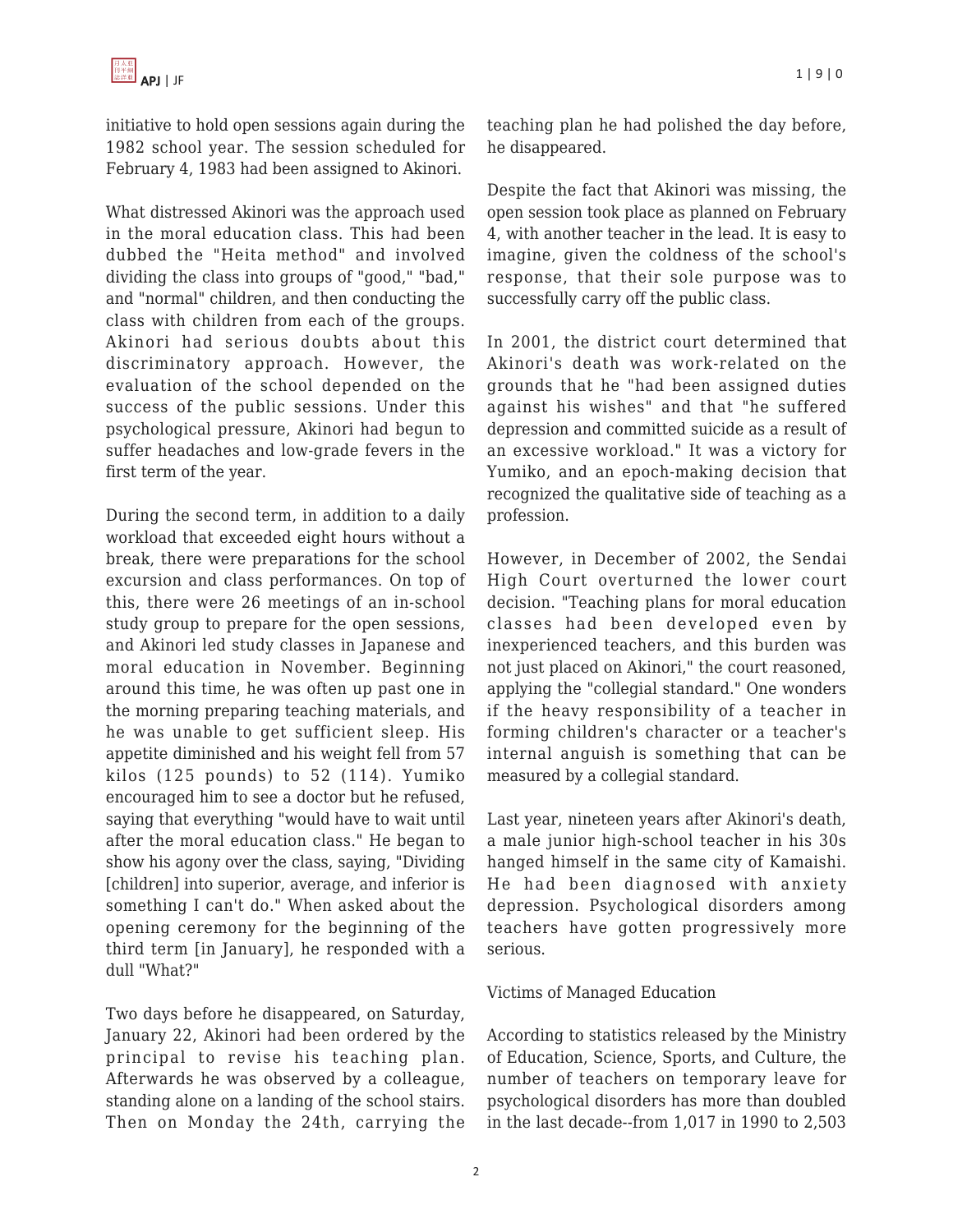initiative to hold open sessions again during the 1982 school year. The session scheduled for February 4, 1983 had been assigned to Akinori.

What distressed Akinori was the approach used in the moral education class. This had been dubbed the "Heita method" and involved dividing the class into groups of "good," "bad," and "normal" children, and then conducting the class with children from each of the groups. Akinori had serious doubts about this discriminatory approach. However, the evaluation of the school depended on the success of the public sessions. Under this psychological pressure, Akinori had begun to suffer headaches and low-grade fevers in the first term of the year.

During the second term, in addition to a daily workload that exceeded eight hours without a break, there were preparations for the school excursion and class performances. On top of this, there were 26 meetings of an in-school study group to prepare for the open sessions, and Akinori led study classes in Japanese and moral education in November. Beginning around this time, he was often up past one in the morning preparing teaching materials, and he was unable to get sufficient sleep. His appetite diminished and his weight fell from 57 kilos (125 pounds) to 52 (114). Yumiko encouraged him to see a doctor but he refused, saying that everything "would have to wait until after the moral education class." He began to show his agony over the class, saying, "Dividing [children] into superior, average, and inferior is something I can't do." When asked about the opening ceremony for the beginning of the third term [in January], he responded with a dull "What?"

Two days before he disappeared, on Saturday, January 22, Akinori had been ordered by the principal to revise his teaching plan. Afterwards he was observed by a colleague, standing alone on a landing of the school stairs. Then on Monday the 24th, carrying the teaching plan he had polished the day before, he disappeared.

Despite the fact that Akinori was missing, the open session took place as planned on February 4, with another teacher in the lead. It is easy to imagine, given the coldness of the school's response, that their sole purpose was to successfully carry off the public class.

In 2001, the district court determined that Akinori's death was work-related on the grounds that he "had been assigned duties against his wishes" and that "he suffered depression and committed suicide as a result of an excessive workload." It was a victory for Yumiko, and an epoch-making decision that recognized the qualitative side of teaching as a profession.

However, in December of 2002, the Sendai High Court overturned the lower court decision. "Teaching plans for moral education classes had been developed even by inexperienced teachers, and this burden was not just placed on Akinori," the court reasoned, applying the "collegial standard." One wonders if the heavy responsibility of a teacher in forming children's character or a teacher's internal anguish is something that can be measured by a collegial standard.

Last year, nineteen years after Akinori's death, a male junior high-school teacher in his 30s hanged himself in the same city of Kamaishi. He had been diagnosed with anxiety depression. Psychological disorders among teachers have gotten progressively more serious.

## Victims of Managed Education

According to statistics released by the Ministry of Education, Science, Sports, and Culture, the number of teachers on temporary leave for psychological disorders has more than doubled in the last decade--from 1,017 in 1990 to 2,503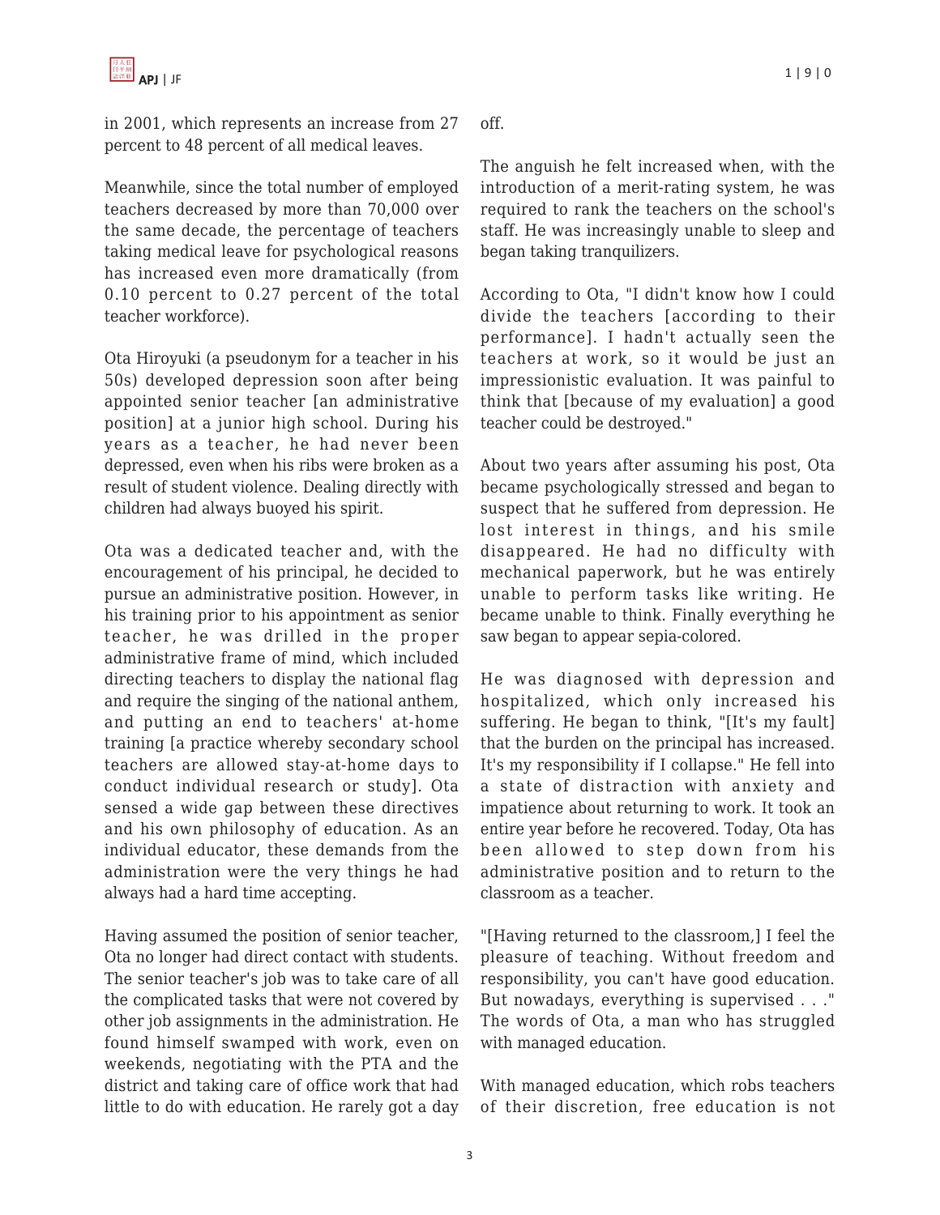in 2001, which represents an increase from 27 percent to 48 percent of all medical leaves.

Meanwhile, since the total number of employed teachers decreased by more than 70,000 over the same decade, the percentage of teachers taking medical leave for psychological reasons has increased even more dramatically (from 0.10 percent to 0.27 percent of the total teacher workforce).

Ota Hiroyuki (a pseudonym for a teacher in his 50s) developed depression soon after being appointed senior teacher [an administrative position] at a junior high school. During his years as a teacher, he had never been depressed, even when his ribs were broken as a result of student violence. Dealing directly with children had always buoyed his spirit.

Ota was a dedicated teacher and, with the encouragement of his principal, he decided to pursue an administrative position. However, in his training prior to his appointment as senior teacher, he was drilled in the proper administrative frame of mind, which included directing teachers to display the national flag and require the singing of the national anthem, and putting an end to teachers' at-home training [a practice whereby secondary school teachers are allowed stay-at-home days to conduct individual research or study]. Ota sensed a wide gap between these directives and his own philosophy of education. As an individual educator, these demands from the administration were the very things he had always had a hard time accepting.

Having assumed the position of senior teacher, Ota no longer had direct contact with students. The senior teacher's job was to take care of all the complicated tasks that were not covered by other job assignments in the administration. He found himself swamped with work, even on weekends, negotiating with the PTA and the district and taking care of office work that had little to do with education. He rarely got a day off.

The anguish he felt increased when, with the introduction of a merit-rating system, he was required to rank the teachers on the school's staff. He was increasingly unable to sleep and began taking tranquilizers.

According to Ota, "I didn't know how I could divide the teachers [according to their performance]. I hadn't actually seen the teachers at work, so it would be just an impressionistic evaluation. It was painful to think that [because of my evaluation] a good teacher could be destroyed."

About two years after assuming his post, Ota became psychologically stressed and began to suspect that he suffered from depression. He lost interest in things, and his smile disappeared. He had no difficulty with mechanical paperwork, but he was entirely unable to perform tasks like writing. He became unable to think. Finally everything he saw began to appear sepia-colored.

He was diagnosed with depression and hospitalized, which only increased his suffering. He began to think, "[It's my fault] that the burden on the principal has increased. It's my responsibility if I collapse." He fell into a state of distraction with anxiety and impatience about returning to work. It took an entire year before he recovered. Today, Ota has been allowed to step down from his administrative position and to return to the classroom as a teacher.

"[Having returned to the classroom,] I feel the pleasure of teaching. Without freedom and responsibility, you can't have good education. But nowadays, everything is supervised . . ." The words of Ota, a man who has struggled with managed education.

With managed education, which robs teachers of their discretion, free education is not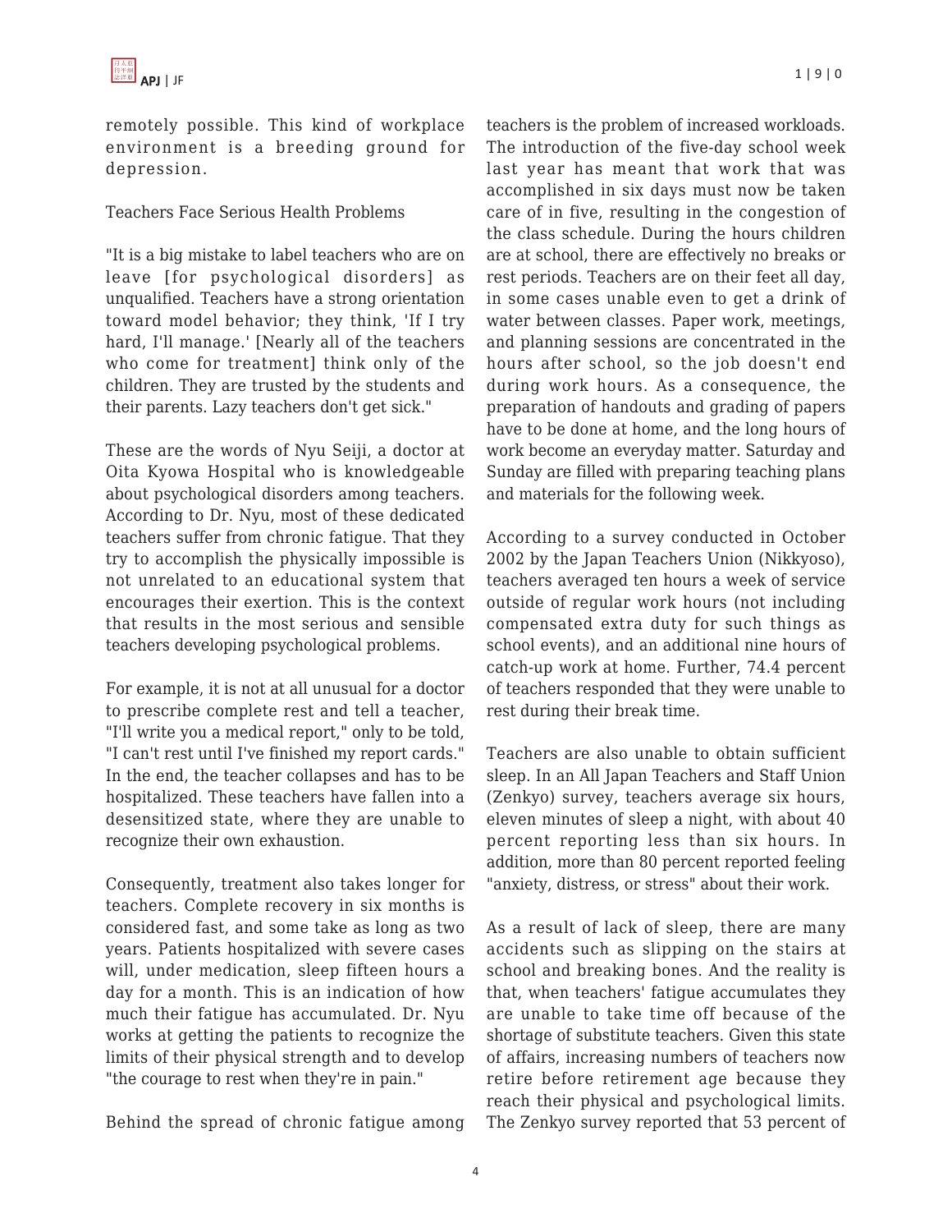remotely possible. This kind of workplace environment is a breeding ground for depression.

## Teachers Face Serious Health Problems

"It is a big mistake to label teachers who are on leave [for psychological disorders] as unqualified. Teachers have a strong orientation toward model behavior; they think, 'If I try hard, I'll manage.' [Nearly all of the teachers who come for treatment] think only of the children. They are trusted by the students and their parents. Lazy teachers don't get sick."

These are the words of Nyu Seiji, a doctor at Oita Kyowa Hospital who is knowledgeable about psychological disorders among teachers. According to Dr. Nyu, most of these dedicated teachers suffer from chronic fatigue. That they try to accomplish the physically impossible is not unrelated to an educational system that encourages their exertion. This is the context that results in the most serious and sensible teachers developing psychological problems.

For example, it is not at all unusual for a doctor to prescribe complete rest and tell a teacher, "I'll write you a medical report," only to be told, "I can't rest until I've finished my report cards." In the end, the teacher collapses and has to be hospitalized. These teachers have fallen into a desensitized state, where they are unable to recognize their own exhaustion.

Consequently, treatment also takes longer for teachers. Complete recovery in six months is considered fast, and some take as long as two years. Patients hospitalized with severe cases will, under medication, sleep fifteen hours a day for a month. This is an indication of how much their fatigue has accumulated. Dr. Nyu works at getting the patients to recognize the limits of their physical strength and to develop "the courage to rest when they're in pain."

Behind the spread of chronic fatigue among teachers is the problem of increased workloads. The introduction of the five-day school week last year has meant that work that was accomplished in six days must now be taken care of in five, resulting in the congestion of the class schedule. During the hours children are at school, there are effectively no breaks or rest periods. Teachers are on their feet all day, in some cases unable even to get a drink of water between classes. Paper work, meetings, and planning sessions are concentrated in the hours after school, so the job doesn't end during work hours. As a consequence, the preparation of handouts and grading of papers have to be done at home, and the long hours of work become an everyday matter. Saturday and Sunday are filled with preparing teaching plans and materials for the following week.

According to a survey conducted in October 2002 by the Japan Teachers Union (Nikkyoso), teachers averaged ten hours a week of service outside of regular work hours (not including compensated extra duty for such things as school events), and an additional nine hours of catch-up work at home. Further, 74.4 percent of teachers responded that they were unable to rest during their break time.

Teachers are also unable to obtain sufficient sleep. In an All Japan Teachers and Staff Union (Zenkyo) survey, teachers average six hours, eleven minutes of sleep a night, with about 40 percent reporting less than six hours. In addition, more than 80 percent reported feeling "anxiety, distress, or stress" about their work.

As a result of lack of sleep, there are many accidents such as slipping on the stairs at school and breaking bones. And the reality is that, when teachers' fatigue accumulates they are unable to take time off because of the shortage of substitute teachers. Given this state of affairs, increasing numbers of teachers now retire before retirement age because they reach their physical and psychological limits. The Zenkyo survey reported that 53 percent of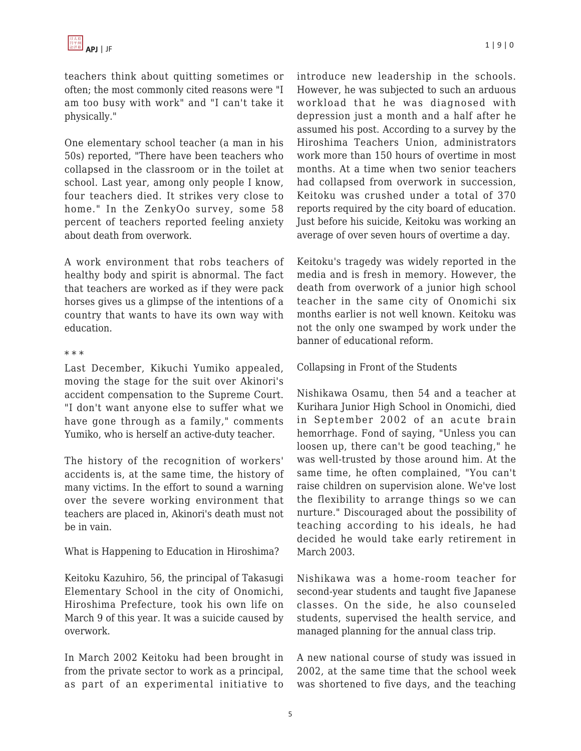teachers think about quitting sometimes or often; the most commonly cited reasons were "I am too busy with work" and "I can't take it physically."

One elementary school teacher (a man in his 50s) reported, "There have been teachers who collapsed in the classroom or in the toilet at school. Last year, among only people I know, four teachers died. It strikes very close to home." In the ZenkyOo survey, some 58 percent of teachers reported feeling anxiety about death from overwork.

A work environment that robs teachers of healthy body and spirit is abnormal. The fact that teachers are worked as if they were pack horses gives us a glimpse of the intentions of a country that wants to have its own way with education.

* * *

Last December, Kikuchi Yumiko appealed, moving the stage for the suit over Akinori's accident compensation to the Supreme Court. "I don't want anyone else to suffer what we have gone through as a family," comments Yumiko, who is herself an active-duty teacher.

The history of the recognition of workers' accidents is, at the same time, the history of many victims. In the effort to sound a warning over the severe working environment that teachers are placed in, Akinori's death must not be in vain.

## What is Happening to Education in Hiroshima?

Keitoku Kazuhiro, 56, the principal of Takasugi Elementary School in the city of Onomichi, Hiroshima Prefecture, took his own life on March 9 of this year. It was a suicide caused by overwork.

In March 2002 Keitoku had been brought in from the private sector to work as a principal, as part of an experimental initiative to introduce new leadership in the schools. However, he was subjected to such an arduous workload that he was diagnosed with depression just a month and a half after he assumed his post. According to a survey by the Hiroshima Teachers Union, administrators work more than 150 hours of overtime in most months. At a time when two senior teachers had collapsed from overwork in succession, Keitoku was crushed under a total of 370 reports required by the city board of education. Just before his suicide, Keitoku was working an average of over seven hours of overtime a day.

Keitoku's tragedy was widely reported in the media and is fresh in memory. However, the death from overwork of a junior high school teacher in the same city of Onomichi six months earlier is not well known. Keitoku was not the only one swamped by work under the banner of educational reform.

## Collapsing in Front of the Students

Nishikawa Osamu, then 54 and a teacher at Kurihara Junior High School in Onomichi, died in September 2002 of an acute brain hemorrhage. Fond of saying, "Unless you can loosen up, there can't be good teaching," he was well-trusted by those around him. At the same time, he often complained, "You can't raise children on supervision alone. We've lost the flexibility to arrange things so we can nurture." Discouraged about the possibility of teaching according to his ideals, he had decided he would take early retirement in March 2003.

Nishikawa was a home-room teacher for second-year students and taught five Japanese classes. On the side, he also counseled students, supervised the health service, and managed planning for the annual class trip.

A new national course of study was issued in 2002, at the same time that the school week was shortened to five days, and the teaching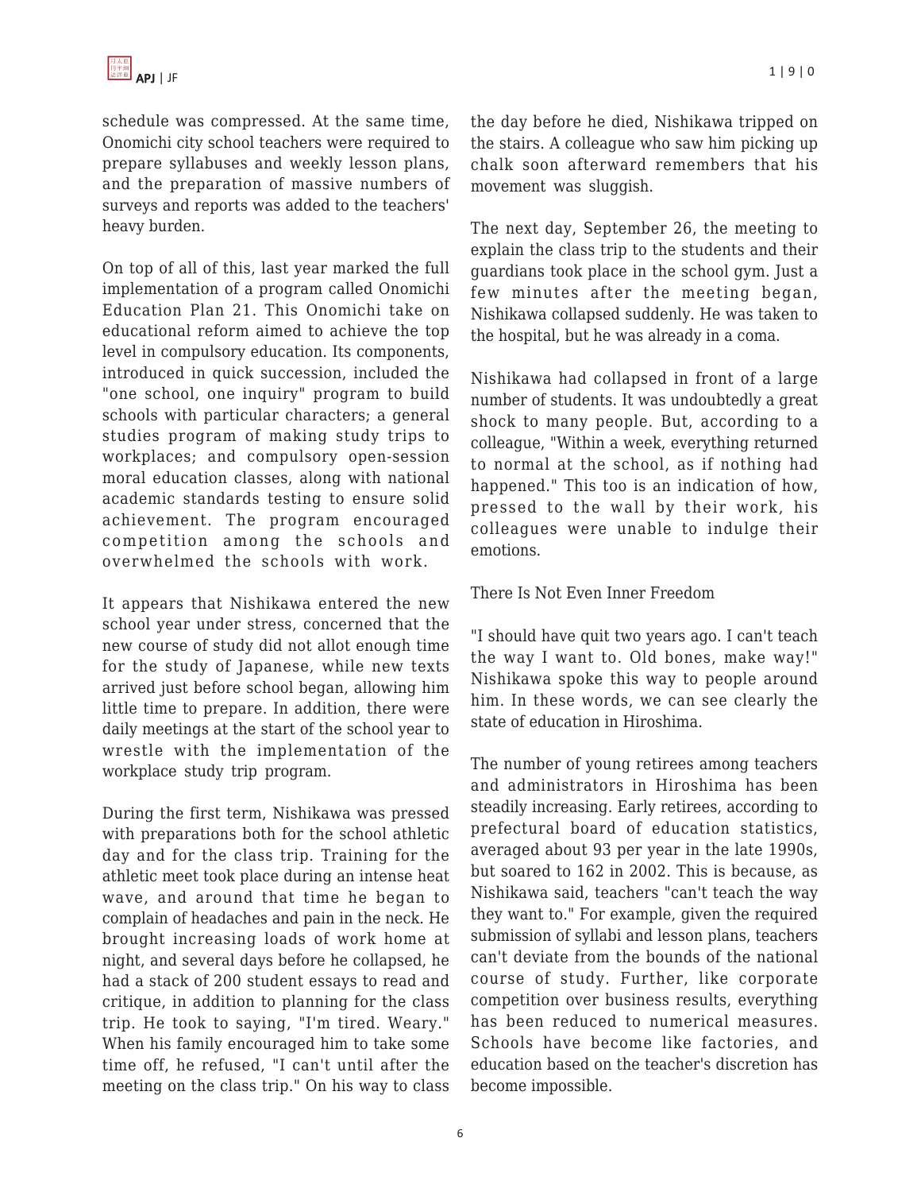schedule was compressed. At the same time, Onomichi city school teachers were required to prepare syllabuses and weekly lesson plans, and the preparation of massive numbers of surveys and reports was added to the teachers' heavy burden.

On top of all of this, last year marked the full implementation of a program called Onomichi Education Plan 21. This Onomichi take on educational reform aimed to achieve the top level in compulsory education. Its components, introduced in quick succession, included the "one school, one inquiry" program to build schools with particular characters; a general studies program of making study trips to workplaces; and compulsory open-session moral education classes, along with national academic standards testing to ensure solid achievement. The program encouraged competition among the schools and overwhelmed the schools with work.

It appears that Nishikawa entered the new school year under stress, concerned that the new course of study did not allot enough time for the study of Japanese, while new texts arrived just before school began, allowing him little time to prepare. In addition, there were daily meetings at the start of the school year to wrestle with the implementation of the workplace study trip program.

During the first term, Nishikawa was pressed with preparations both for the school athletic day and for the class trip. Training for the athletic meet took place during an intense heat wave, and around that time he began to complain of headaches and pain in the neck. He brought increasing loads of work home at night, and several days before he collapsed, he had a stack of 200 student essays to read and critique, in addition to planning for the class trip. He took to saying, "I'm tired. Weary." When his family encouraged him to take some time off, he refused, "I can't until after the meeting on the class trip." On his way to class the day before he died, Nishikawa tripped on the stairs. A colleague who saw him picking up chalk soon afterward remembers that his movement was sluggish.

The next day, September 26, the meeting to explain the class trip to the students and their guardians took place in the school gym. Just a few minutes after the meeting began, Nishikawa collapsed suddenly. He was taken to the hospital, but he was already in a coma.

Nishikawa had collapsed in front of a large number of students. It was undoubtedly a great shock to many people. But, according to a colleague, "Within a week, everything returned to normal at the school, as if nothing had happened." This too is an indication of how, pressed to the wall by their work, his colleagues were unable to indulge their emotions.

## There Is Not Even Inner Freedom

"I should have quit two years ago. I can't teach the way I want to. Old bones, make way!" Nishikawa spoke this way to people around him. In these words, we can see clearly the state of education in Hiroshima.

The number of young retirees among teachers and administrators in Hiroshima has been steadily increasing. Early retirees, according to prefectural board of education statistics, averaged about 93 per year in the late 1990s, but soared to 162 in 2002. This is because, as Nishikawa said, teachers "can't teach the way they want to." For example, given the required submission of syllabi and lesson plans, teachers can't deviate from the bounds of the national course of study. Further, like corporate competition over business results, everything has been reduced to numerical measures. Schools have become like factories, and education based on the teacher's discretion has become impossible.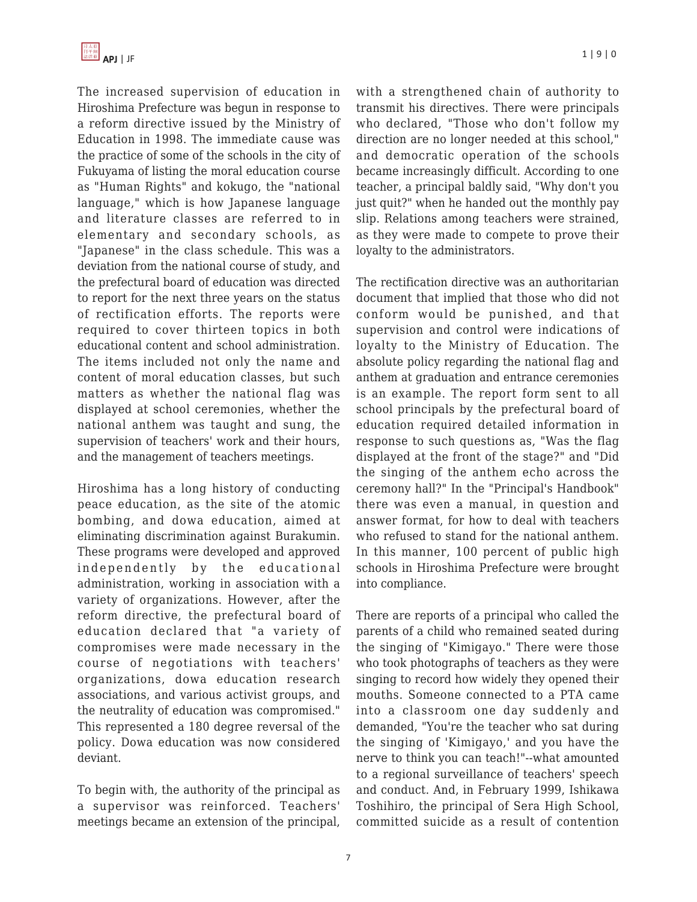The increased supervision of education in Hiroshima Prefecture was begun in response to a reform directive issued by the Ministry of Education in 1998. The immediate cause was the practice of some of the schools in the city of Fukuyama of listing the moral education course as "Human Rights" and kokugo, the "national language," which is how Japanese language and literature classes are referred to in elementary and secondary schools, as "Japanese" in the class schedule. This was a deviation from the national course of study, and the prefectural board of education was directed to report for the next three years on the status of rectification efforts. The reports were required to cover thirteen topics in both educational content and school administration. The items included not only the name and content of moral education classes, but such matters as whether the national flag was displayed at school ceremonies, whether the national anthem was taught and sung, the supervision of teachers' work and their hours, and the management of teachers meetings.

Hiroshima has a long history of conducting peace education, as the site of the atomic bombing, and dowa education, aimed at eliminating discrimination against Burakumin. These programs were developed and approved independently by the educational administration, working in association with a variety of organizations. However, after the reform directive, the prefectural board of education declared that "a variety of compromises were made necessary in the course of negotiations with teachers' organizations, dowa education research associations, and various activist groups, and the neutrality of education was compromised." This represented a 180 degree reversal of the policy. Dowa education was now considered deviant.

To begin with, the authority of the principal as a supervisor was reinforced. Teachers' meetings became an extension of the principal, with a strengthened chain of authority to transmit his directives. There were principals who declared, "Those who don't follow my direction are no longer needed at this school," and democratic operation of the schools became increasingly difficult. According to one teacher, a principal baldly said, "Why don't you just quit?" when he handed out the monthly pay slip. Relations among teachers were strained, as they were made to compete to prove their loyalty to the administrators.

The rectification directive was an authoritarian document that implied that those who did not conform would be punished, and that supervision and control were indications of loyalty to the Ministry of Education. The absolute policy regarding the national flag and anthem at graduation and entrance ceremonies is an example. The report form sent to all school principals by the prefectural board of education required detailed information in response to such questions as, "Was the flag displayed at the front of the stage?" and "Did the singing of the anthem echo across the ceremony hall?" In the "Principal's Handbook" there was even a manual, in question and answer format, for how to deal with teachers who refused to stand for the national anthem. In this manner, 100 percent of public high schools in Hiroshima Prefecture were brought into compliance.

There are reports of a principal who called the parents of a child who remained seated during the singing of "Kimigayo." There were those who took photographs of teachers as they were singing to record how widely they opened their mouths. Someone connected to a PTA came into a classroom one day suddenly and demanded, "You're the teacher who sat during the singing of 'Kimigayo,' and you have the nerve to think you can teach!"--what amounted to a regional surveillance of teachers' speech and conduct. And, in February 1999, Ishikawa Toshihiro, the principal of Sera High School, committed suicide as a result of contention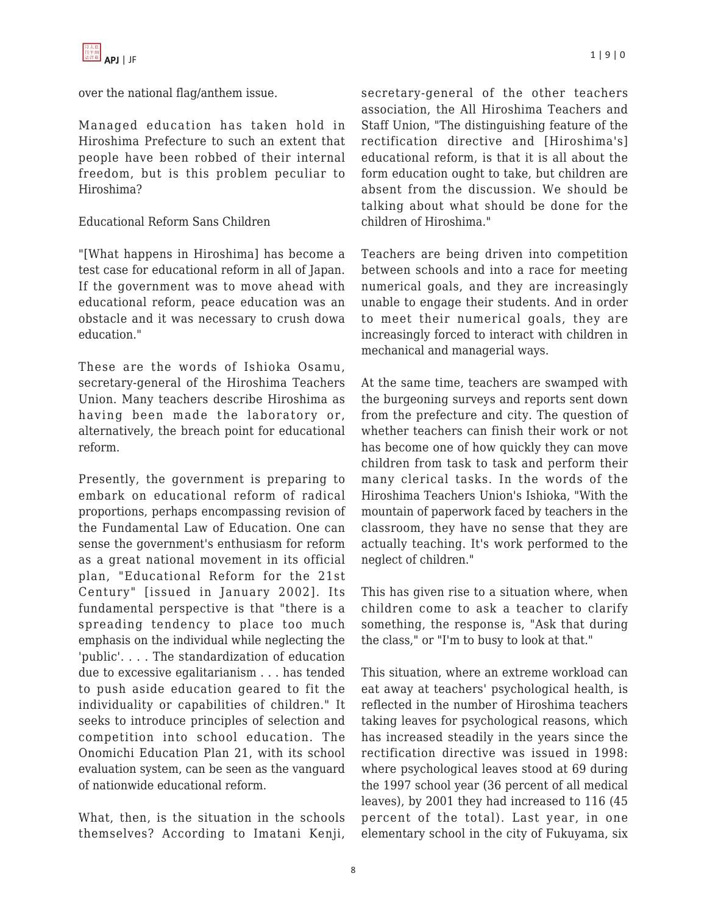over the national flag/anthem issue.

Managed education has taken hold in Hiroshima Prefecture to such an extent that people have been robbed of their internal freedom, but is this problem peculiar to Hiroshima?

## Educational Reform Sans Children

"[What happens in Hiroshima] has become a test case for educational reform in all of Japan. If the government was to move ahead with educational reform, peace education was an obstacle and it was necessary to crush dowa education."

These are the words of Ishioka Osamu, secretary-general of the Hiroshima Teachers Union. Many teachers describe Hiroshima as having been made the laboratory or, alternatively, the breach point for educational reform.

Presently, the government is preparing to embark on educational reform of radical proportions, perhaps encompassing revision of the Fundamental Law of Education. One can sense the government's enthusiasm for reform as a great national movement in its official plan, "Educational Reform for the 21st Century" [issued in January 2002]. Its fundamental perspective is that "there is a spreading tendency to place too much emphasis on the individual while neglecting the 'public'. . . . The standardization of education due to excessive egalitarianism . . . has tended to push aside education geared to fit the individuality or capabilities of children." It seeks to introduce principles of selection and competition into school education. The Onomichi Education Plan 21, with its school evaluation system, can be seen as the vanguard of nationwide educational reform.

What, then, is the situation in the schools themselves? According to Imatani Kenji, secretary-general of the other teachers association, the All Hiroshima Teachers and Staff Union, "The distinguishing feature of the rectification directive and [Hiroshima's] educational reform, is that it is all about the form education ought to take, but children are absent from the discussion. We should be talking about what should be done for the children of Hiroshima."

Teachers are being driven into competition between schools and into a race for meeting numerical goals, and they are increasingly unable to engage their students. And in order to meet their numerical goals, they are increasingly forced to interact with children in mechanical and managerial ways.

At the same time, teachers are swamped with the burgeoning surveys and reports sent down from the prefecture and city. The question of whether teachers can finish their work or not has become one of how quickly they can move children from task to task and perform their many clerical tasks. In the words of the Hiroshima Teachers Union's Ishioka, "With the mountain of paperwork faced by teachers in the classroom, they have no sense that they are actually teaching. It's work performed to the neglect of children."

This has given rise to a situation where, when children come to ask a teacher to clarify something, the response is, "Ask that during the class," or "I'm to busy to look at that."

This situation, where an extreme workload can eat away at teachers' psychological health, is reflected in the number of Hiroshima teachers taking leaves for psychological reasons, which has increased steadily in the years since the rectification directive was issued in 1998: where psychological leaves stood at 69 during the 1997 school year (36 percent of all medical leaves), by 2001 they had increased to 116 (45 percent of the total). Last year, in one elementary school in the city of Fukuyama, six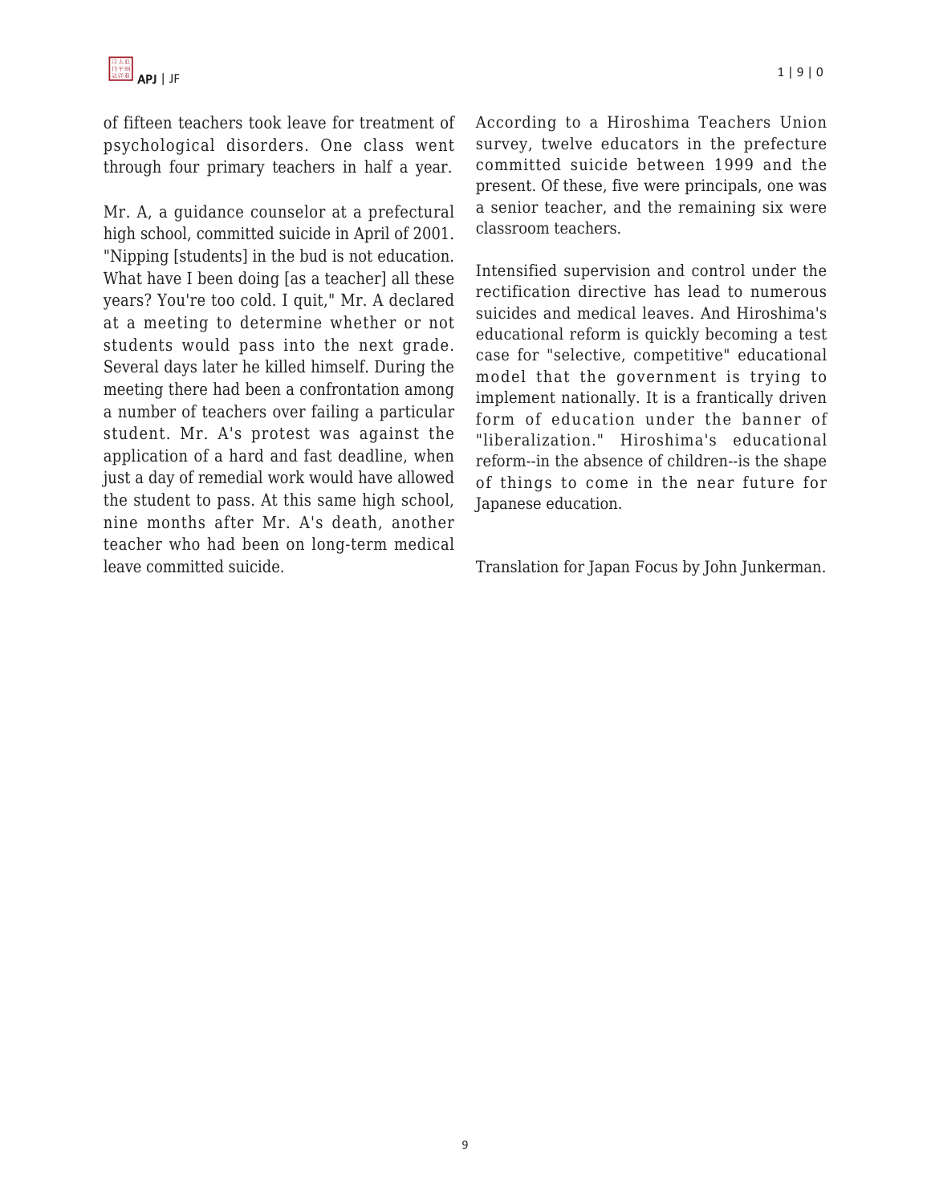of fifteen teachers took leave for treatment of psychological disorders. One class went through four primary teachers in half a year.

Mr. A, a guidance counselor at a prefectural high school, committed suicide in April of 2001. "Nipping [students] in the bud is not education. What have I been doing [as a teacher] all these years? You're too cold. I quit," Mr. A declared at a meeting to determine whether or not students would pass into the next grade. Several days later he killed himself. During the meeting there had been a confrontation among a number of teachers over failing a particular student. Mr. A's protest was against the application of a hard and fast deadline, when just a day of remedial work would have allowed the student to pass. At this same high school, nine months after Mr. A's death, another teacher who had been on long-term medical leave committed suicide.

According to a Hiroshima Teachers Union survey, twelve educators in the prefecture committed suicide between 1999 and the present. Of these, five were principals, one was a senior teacher, and the remaining six were classroom teachers.

Intensified supervision and control under the rectification directive has lead to numerous suicides and medical leaves. And Hiroshima's educational reform is quickly becoming a test case for "selective, competitive" educational model that the government is trying to implement nationally. It is a frantically driven form of education under the banner of "liberalization." Hiroshima's educational reform--in the absence of children--is the shape of things to come in the near future for Japanese education.

Translation for Japan Focus by John Junkerman.